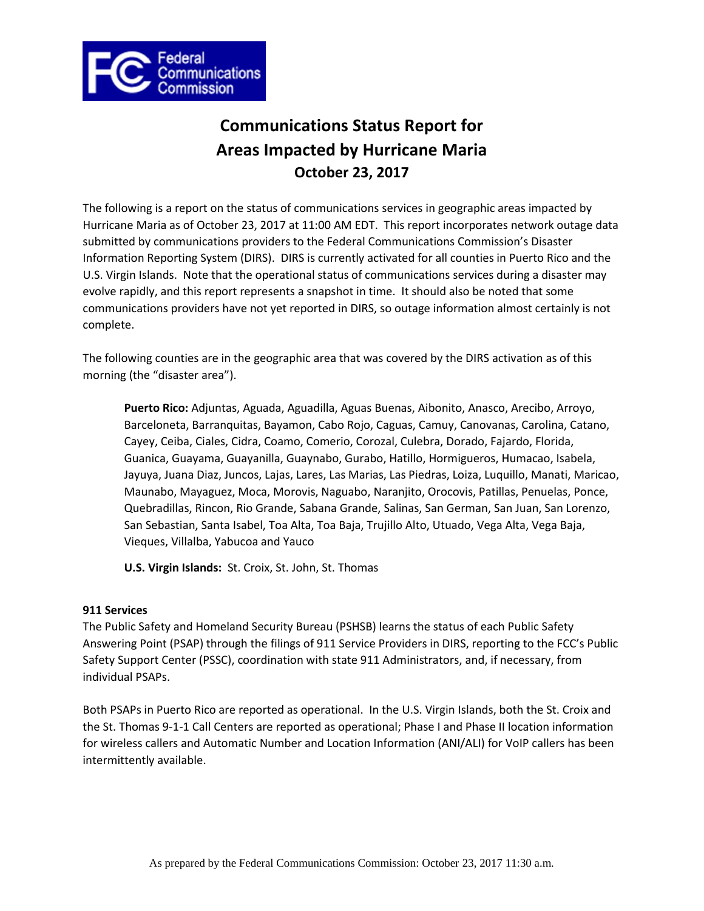# Communications Status Report for Areas Impacted by Hurricane Maria

## October 23, 2017

The following is a report on the status of communications services in geographic areas impacted by Hurricane Maria as of October 23, 2017 at 11:00 AM EDT. This report incorporates network outage data submitted by communications providers to the Federal Communications Commission's Disaster Information Reporting System (DIRS). DIRS is currently activated for all counties in Puerto Rico and the U.S. Virgin Islands. Note that the operational status of communications services during a disaster may evolve rapidly, and this report represents a snapshot in time. It should also be noted that some communications providers have not yet reported in DIRS, so outage information almost certainly is not complete.

The following counties are in the geographic area that was covered by the DIRS activation as of this morning (the "disaster area").

> **Puerto Rico:** Adjuntas, Aguada, Aguadilla, Aguas Buenas, Aibonito, Anasco, Arecibo, Arroyo, Barceloneta, Barranquitas, Bayamon, Cabo Rojo, Caguas, Camuy, Canovanas, Carolina, Catano, Cayey, Ceiba, Ciales, Cidra, Coamo, Comerio, Corozal, Culebra, Dorado, Fajardo, Florida, Guanica, Guayama, Guayanilla, Guaynabo, Gurabo, Hatillo, Hormigueros, Humacao, Isabela, Jayuya, Juana Diaz, Juncos, Lajas, Lares, Las Marias, Las Piedras, Loiza, Luquillo, Manati, Maricao, Maunabo, Mayaguez, Moca, Morovis, Naguabo, Naranjito, Orocovis, Patillas, Penuelas, Ponce, Quebradillas, Rincon, Rio Grande, Sabana Grande, Salinas, San German, San Juan, San Lorenzo, San Sebastian, Santa Isabel, Toa Alta, Toa Baja, Trujillo Alto, Utuado, Vega Alta, Vega Baja, Vieques, Villalba, Yabucoa and Yauco
>
> **U.S. Virgin Islands:** St. Croix, St. John, St. Thomas

**911 Services**

The Public Safety and Homeland Security Bureau (PSHSB) learns the status of each Public Safety Answering Point (PSAP) through the filings of 911 Service Providers in DIRS, reporting to the FCC's Public Safety Support Center (PSSC), coordination with state 911 Administrators, and, if necessary, from individual PSAPs.

Both PSAPs in Puerto Rico are reported as operational. In the U.S. Virgin Islands, both the St. Croix and the St. Thomas 9-1-1 Call Centers are reported as operational; Phase I and Phase II location information for wireless callers and Automatic Number and Location Information (ANI/ALI) for VoIP callers has been intermittently available.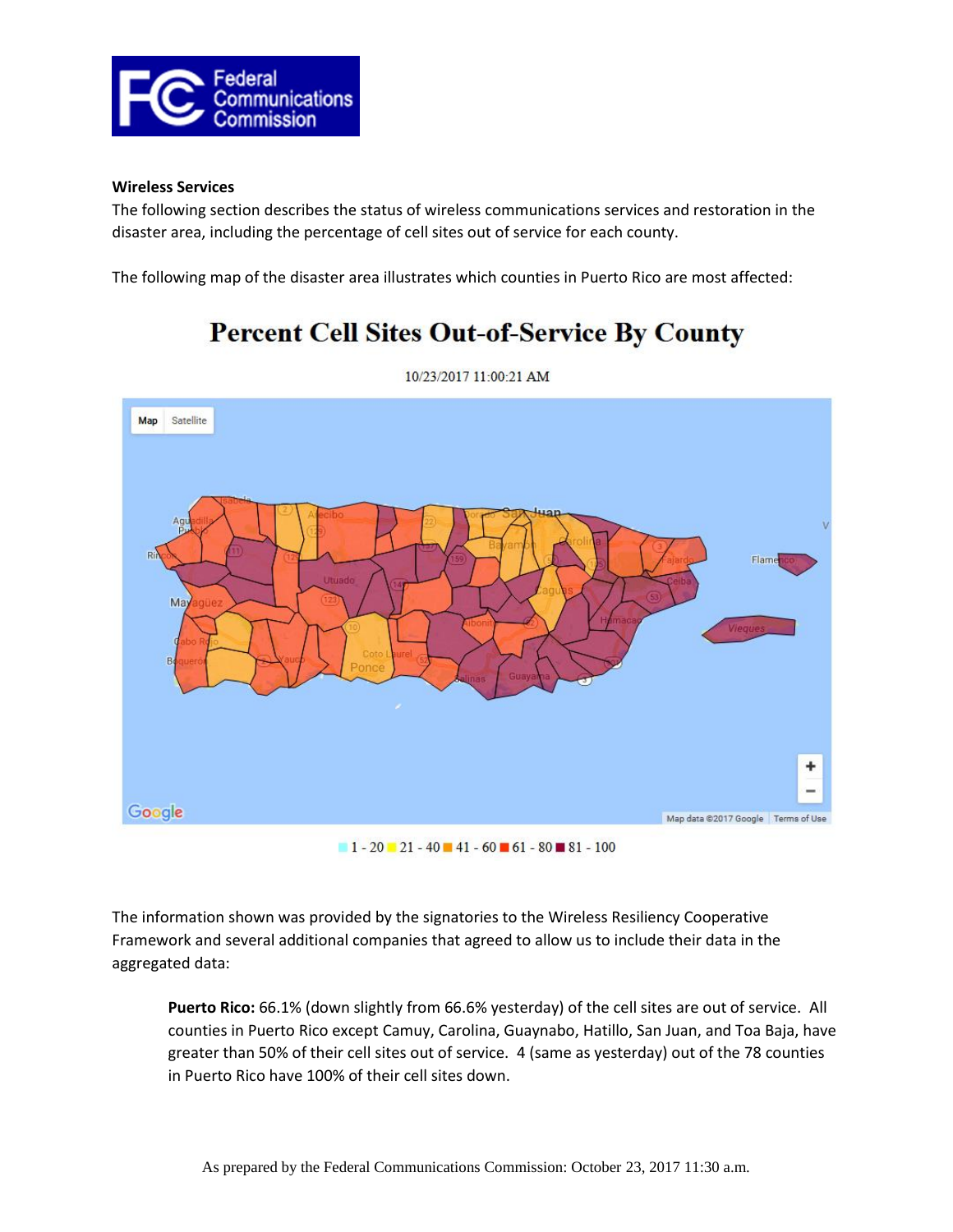**Wireless Services**

The following section describes the status of wireless communications services and restoration in the disaster area, including the percentage of cell sites out of service for each county.

The following map of the disaster area illustrates which counties in Puerto Rico are most affected:

**Percent Cell Sites Out-of-Service By County**

10/23/2017 11:00:21 AM

1 - 20 | 21 - 40 | 41 - 60 | 61 - 80 | 81 - 100

The information shown was provided by the signatories to the Wireless Resiliency Cooperative Framework and several additional companies that agreed to allow us to include their data in the aggregated data:

> **Puerto Rico:** 66.1% (down slightly from 66.6% yesterday) of the cell sites are out of service. All counties in Puerto Rico except Camuy, Carolina, Guaynabo, Hatillo, San Juan, and Toa Baja, have greater than 50% of their cell sites out of service. 4 (same as yesterday) out of the 78 counties in Puerto Rico have 100% of their cell sites down.

As prepared by the Federal Communications Commission: October 23, 2017 11:30 a.m.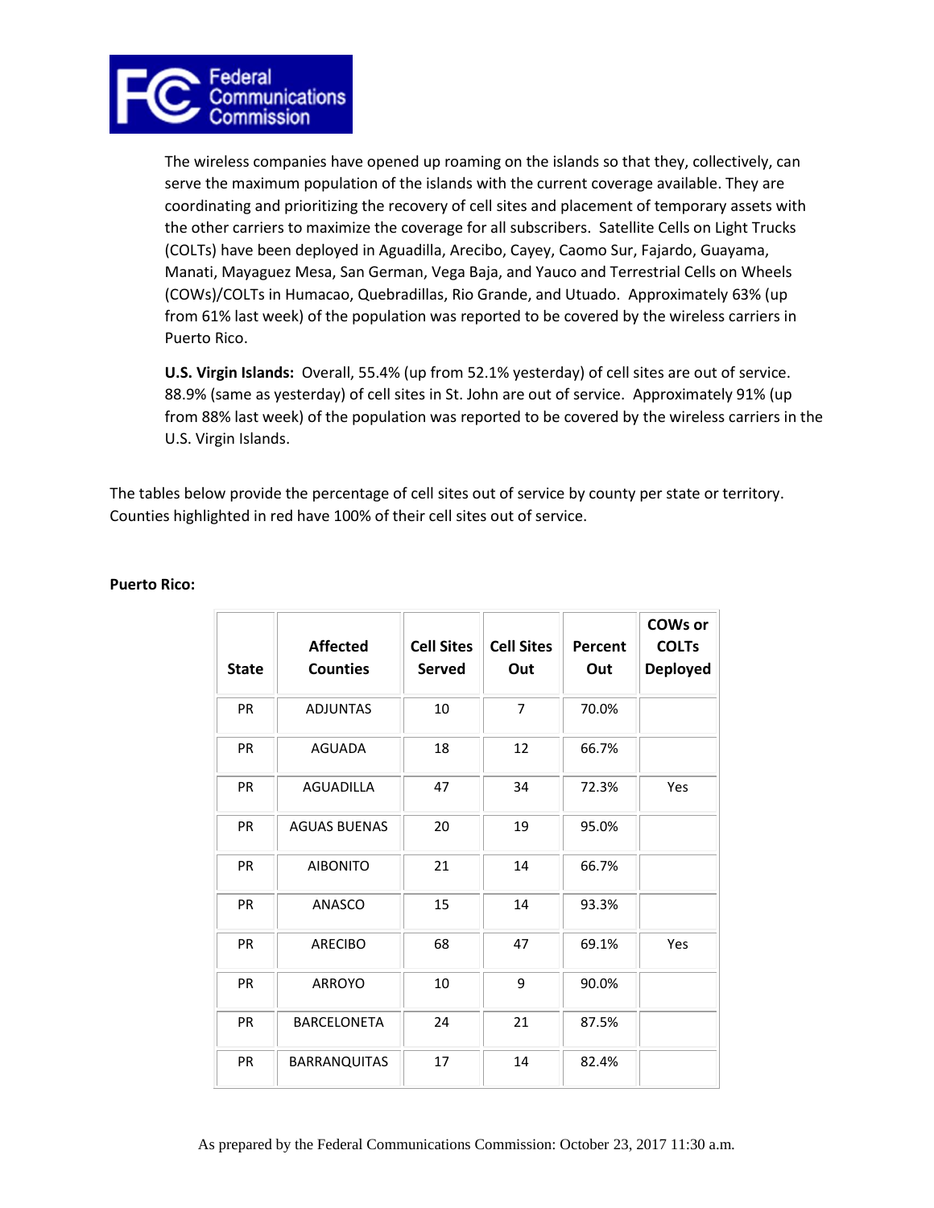The wireless companies have opened up roaming on the islands so that they, collectively, can serve the maximum population of the islands with the current coverage available. They are coordinating and prioritizing the recovery of cell sites and placement of temporary assets with the other carriers to maximize the coverage for all subscribers. Satellite Cells on Light Trucks (COLTs) have been deployed in Aguadilla, Arecibo, Cayey, Caomo Sur, Fajardo, Guayama, Manati, Mayaguez Mesa, San German, Vega Baja, and Yauco and Terrestrial Cells on Wheels (COWs)/COLTs in Humacao, Quebradillas, Rio Grande, and Utuado. Approximately 63% (up from 61% last week) of the population was reported to be covered by the wireless carriers in Puerto Rico.

**U.S. Virgin Islands:** Overall, 55.4% (up from 52.1% yesterday) of cell sites are out of service. 88.9% (same as yesterday) of cell sites in St. John are out of service. Approximately 91% (up from 88% last week) of the population was reported to be covered by the wireless carriers in the U.S. Virgin Islands.

The tables below provide the percentage of cell sites out of service by county per state or territory. Counties highlighted in red have 100% of their cell sites out of service.

**Puerto Rico:**

| State | Affected Counties | Cell Sites Served | Cell Sites Out | Percent Out | COWs or COLTs Deployed |
|---|---|---|---|---|---|
| PR | ADJUNTAS | 10 | 7 | 70.0% | |
| PR | AGUADA | 18 | 12 | 66.7% | |
| PR | AGUADILLA | 47 | 34 | 72.3% | Yes |
| PR | AGUAS BUENAS | 20 | 19 | 95.0% | |
| PR | AIBONITO | 21 | 14 | 66.7% | |
| PR | ANASCO | 15 | 14 | 93.3% | |
| PR | ARECIBO | 68 | 47 | 69.1% | Yes |
| PR | ARROYO | 10 | 9 | 90.0% | |
| PR | BARCELONETA | 24 | 21 | 87.5% | |
| PR | BARRANQUITAS | 17 | 14 | 82.4% | |

As prepared by the Federal Communications Commission: October 23, 2017 11:30 a.m.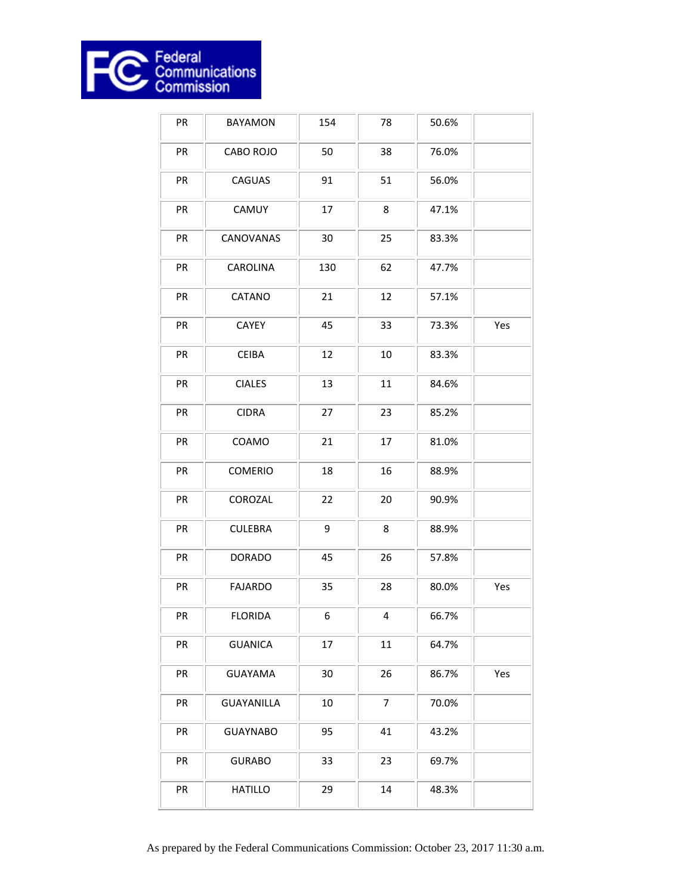| | | | | | |
|---|---|---|---|---|---|
| PR | BAYAMON | 154 | 78 | 50.6% | |
| PR | CABO ROJO | 50 | 38 | 76.0% | |
| PR | CAGUAS | 91 | 51 | 56.0% | |
| PR | CAMUY | 17 | 8 | 47.1% | |
| PR | CANOVANAS | 30 | 25 | 83.3% | |
| PR | CAROLINA | 130 | 62 | 47.7% | |
| PR | CATANO | 21 | 12 | 57.1% | |
| PR | CAYEY | 45 | 33 | 73.3% | Yes |
| PR | CEIBA | 12 | 10 | 83.3% | |
| PR | CIALES | 13 | 11 | 84.6% | |
| PR | CIDRA | 27 | 23 | 85.2% | |
| PR | COAMO | 21 | 17 | 81.0% | |
| PR | COMERIO | 18 | 16 | 88.9% | |
| PR | COROZAL | 22 | 20 | 90.9% | |
| PR | CULEBRA | 9 | 8 | 88.9% | |
| PR | DORADO | 45 | 26 | 57.8% | |
| PR | FAJARDO | 35 | 28 | 80.0% | Yes |
| PR | FLORIDA | 6 | 4 | 66.7% | |
| PR | GUANICA | 17 | 11 | 64.7% | |
| PR | GUAYAMA | 30 | 26 | 86.7% | Yes |
| PR | GUAYANILLA | 10 | 7 | 70.0% | |
| PR | GUAYNABO | 95 | 41 | 43.2% | |
| PR | GURABO | 33 | 23 | 69.7% | |
| PR | HATILLO | 29 | 14 | 48.3% | |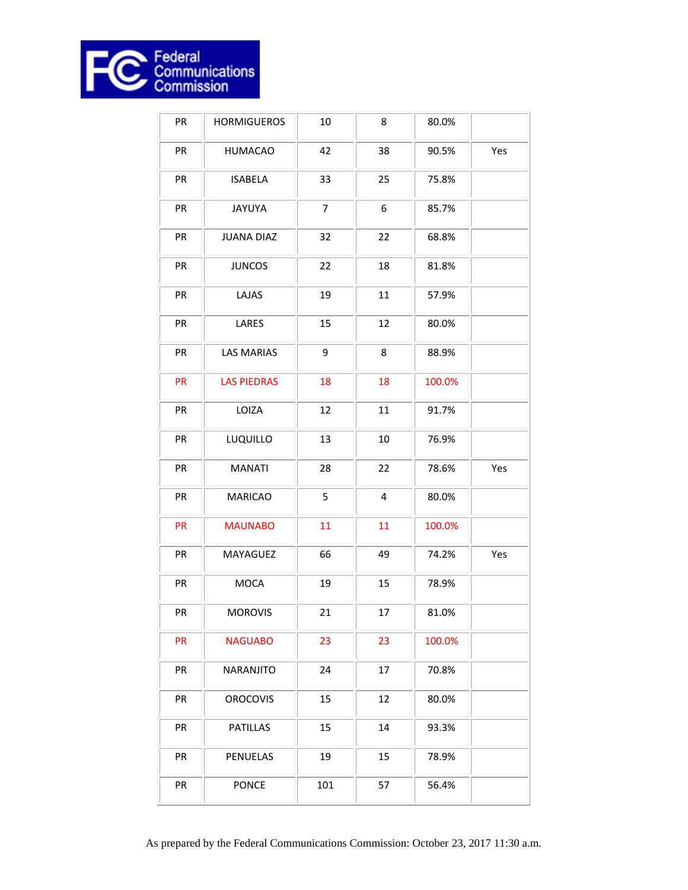| PR | HORMIGUEROS | 10 | 8 | 80.0% | |
|---|---|---|---|---|---|
| PR | HUMACAO | 42 | 38 | 90.5% | Yes |
| PR | ISABELA | 33 | 25 | 75.8% | |
| PR | JAYUYA | 7 | 6 | 85.7% | |
| PR | JUANA DIAZ | 32 | 22 | 68.8% | |
| PR | JUNCOS | 22 | 18 | 81.8% | |
| PR | LAJAS | 19 | 11 | 57.9% | |
| PR | LARES | 15 | 12 | 80.0% | |
| PR | LAS MARIAS | 9 | 8 | 88.9% | |
| PR | LAS PIEDRAS | 18 | 18 | 100.0% | |
| PR | LOIZA | 12 | 11 | 91.7% | |
| PR | LUQUILLO | 13 | 10 | 76.9% | |
| PR | MANATI | 28 | 22 | 78.6% | Yes |
| PR | MARICAO | 5 | 4 | 80.0% | |
| PR | MAUNABO | 11 | 11 | 100.0% | |
| PR | MAYAGUEZ | 66 | 49 | 74.2% | Yes |
| PR | MOCA | 19 | 15 | 78.9% | |
| PR | MOROVIS | 21 | 17 | 81.0% | |
| PR | NAGUABO | 23 | 23 | 100.0% | |
| PR | NARANJITO | 24 | 17 | 70.8% | |
| PR | OROCOVIS | 15 | 12 | 80.0% | |
| PR | PATILLAS | 15 | 14 | 93.3% | |
| PR | PENUELAS | 19 | 15 | 78.9% | |
| PR | PONCE | 101 | 57 | 56.4% | |

As prepared by the Federal Communications Commission: October 23, 2017 11:30 a.m.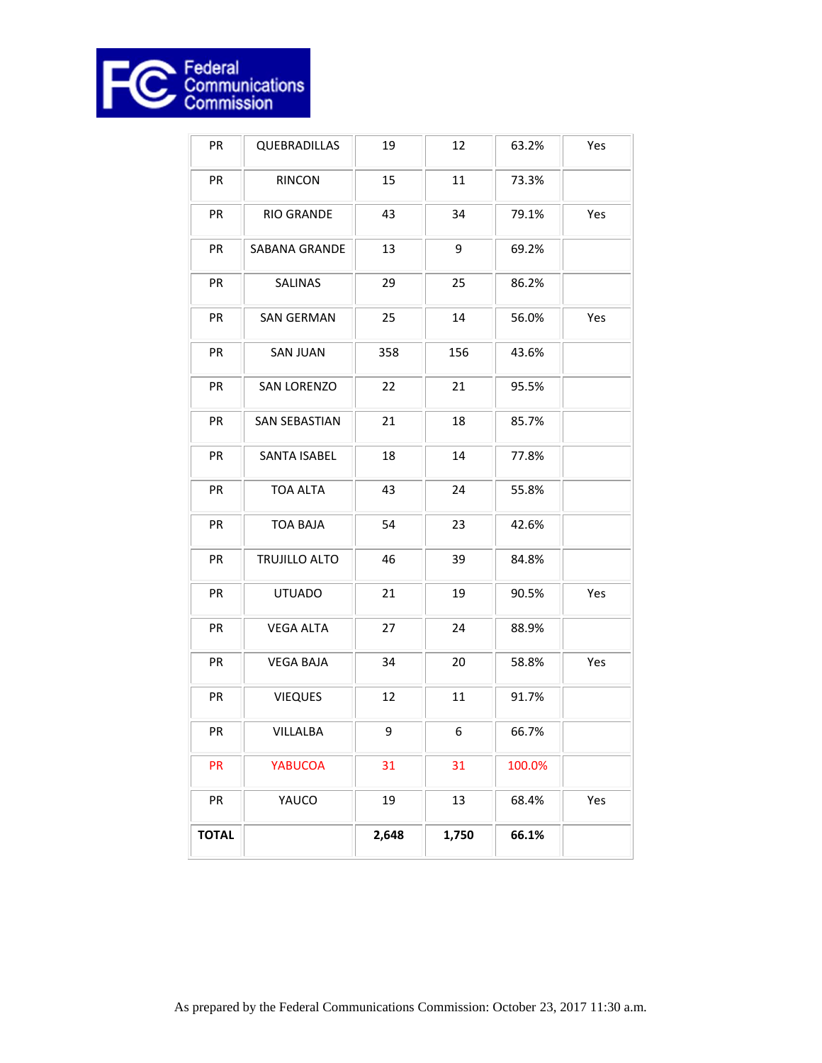| PR | QUEBRADILLAS | 19 | 12 | 63.2% | Yes |
|---|---|---|---|---|---|
| PR | RINCON | 15 | 11 | 73.3% | |
| PR | RIO GRANDE | 43 | 34 | 79.1% | Yes |
| PR | SABANA GRANDE | 13 | 9 | 69.2% | |
| PR | SALINAS | 29 | 25 | 86.2% | |
| PR | SAN GERMAN | 25 | 14 | 56.0% | Yes |
| PR | SAN JUAN | 358 | 156 | 43.6% | |
| PR | SAN LORENZO | 22 | 21 | 95.5% | |
| PR | SAN SEBASTIAN | 21 | 18 | 85.7% | |
| PR | SANTA ISABEL | 18 | 14 | 77.8% | |
| PR | TOA ALTA | 43 | 24 | 55.8% | |
| PR | TOA BAJA | 54 | 23 | 42.6% | |
| PR | TRUJILLO ALTO | 46 | 39 | 84.8% | |
| PR | UTUADO | 21 | 19 | 90.5% | Yes |
| PR | VEGA ALTA | 27 | 24 | 88.9% | |
| PR | VEGA BAJA | 34 | 20 | 58.8% | Yes |
| PR | VIEQUES | 12 | 11 | 91.7% | |
| PR | VILLALBA | 9 | 6 | 66.7% | |
| PR | YABUCOA | 31 | 31 | 100.0% | |
| PR | YAUCO | 19 | 13 | 68.4% | Yes |
| **TOTAL** | | **2,648** | **1,750** | **66.1%** | |

As prepared by the Federal Communications Commission: October 23, 2017 11:30 a.m.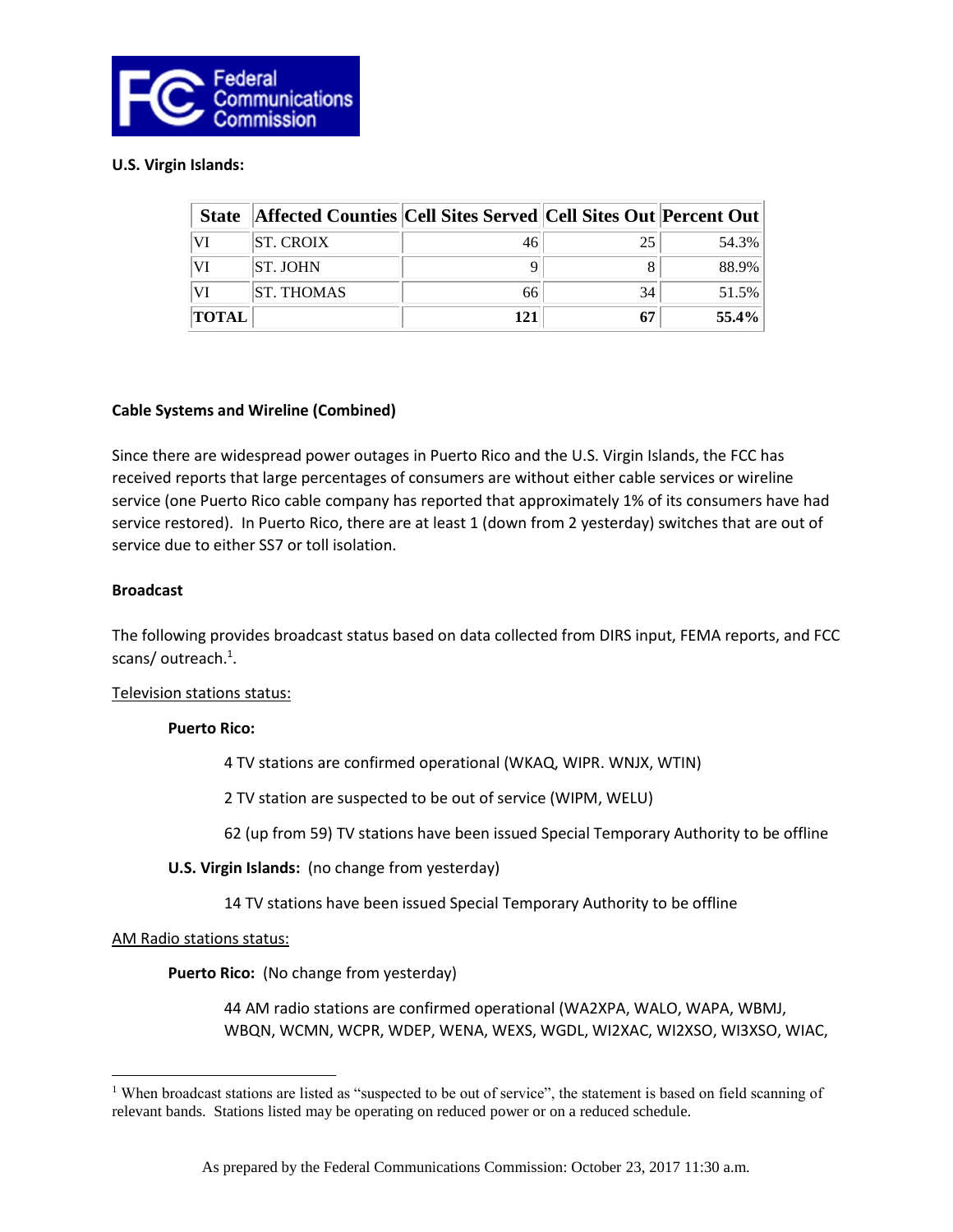**U.S. Virgin Islands:**

| State | Affected Counties | Cell Sites Served | Cell Sites Out | Percent Out |
|---|---|---|---|---|
| VI | ST. CROIX | 46 | 25 | 54.3% |
| VI | ST. JOHN | 9 | 8 | 88.9% |
| VI | ST. THOMAS | 66 | 34 | 51.5% |
| **TOTAL** | | **121** | **67** | **55.4%** |

**Cable Systems and Wireline (Combined)**

Since there are widespread power outages in Puerto Rico and the U.S. Virgin Islands, the FCC has received reports that large percentages of consumers are without either cable services or wireline service (one Puerto Rico cable company has reported that approximately 1% of its consumers have had service restored). In Puerto Rico, there are at least 1 (down from 2 yesterday) switches that are out of service due to either SS7 or toll isolation.

**Broadcast**

The following provides broadcast status based on data collected from DIRS input, FEMA reports, and FCC scans/ outreach.[1].

Television stations status:

**Puerto Rico:**

4 TV stations are confirmed operational (WKAQ, WIPR. WNJX, WTIN)

2 TV station are suspected to be out of service (WIPM, WELU)

62 (up from 59) TV stations have been issued Special Temporary Authority to be offline

**U.S. Virgin Islands:** (no change from yesterday)

14 TV stations have been issued Special Temporary Authority to be offline

AM Radio stations status:

**Puerto Rico:** (No change from yesterday)

44 AM radio stations are confirmed operational (WA2XPA, WALO, WAPA, WBMJ, WBQN, WCMN, WCPR, WDEP, WENA, WEXS, WGDL, WI2XAC, WI2XSO, WI3XSO, WIAC,

[1] When broadcast stations are listed as "suspected to be out of service", the statement is based on field scanning of relevant bands. Stations listed may be operating on reduced power or on a reduced schedule.

As prepared by the Federal Communications Commission: October 23, 2017 11:30 a.m.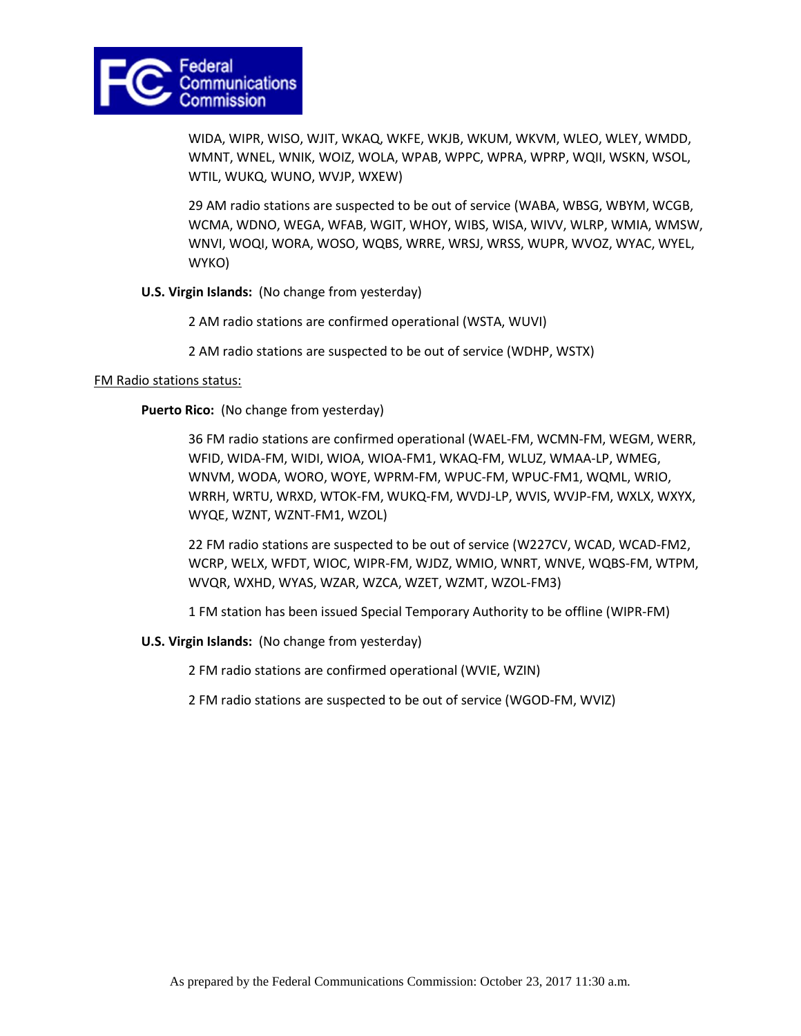WIDA, WIPR, WISO, WJIT, WKAQ, WKFE, WKJB, WKUM, WKVM, WLEO, WLEY, WMDD, WMNT, WNEL, WNIK, WOIZ, WOLA, WPAB, WPPC, WPRA, WPRP, WQII, WSKN, WSOL, WTIL, WUKQ, WUNO, WVJP, WXEW)

29 AM radio stations are suspected to be out of service (WABA, WBSG, WBYM, WCGB, WCMA, WDNO, WEGA, WFAB, WGIT, WHOY, WIBS, WISA, WIVV, WLRP, WMIA, WMSW, WNVI, WOQI, WORA, WOSO, WQBS, WRRE, WRSJ, WRSS, WUPR, WVOZ, WYAC, WYEL, WYKO)

**U.S. Virgin Islands:** (No change from yesterday)

2 AM radio stations are confirmed operational (WSTA, WUVI)

2 AM radio stations are suspected to be out of service (WDHP, WSTX)

FM Radio stations status:

**Puerto Rico:** (No change from yesterday)

36 FM radio stations are confirmed operational (WAEL-FM, WCMN-FM, WEGM, WERR, WFID, WIDA-FM, WIDI, WIOA, WIOA-FM1, WKAQ-FM, WLUZ, WMAA-LP, WMEG, WNVM, WODA, WORO, WOYE, WPRM-FM, WPUC-FM, WPUC-FM1, WQML, WRIO, WRRH, WRTU, WRXD, WTOK-FM, WUKQ-FM, WVDJ-LP, WVIS, WVJP-FM, WXLX, WXYX, WYQE, WZNT, WZNT-FM1, WZOL)

22 FM radio stations are suspected to be out of service (W227CV, WCAD, WCAD-FM2, WCRP, WELX, WFDT, WIOC, WIPR-FM, WJDZ, WMIO, WNRT, WNVE, WQBS-FM, WTPM, WVQR, WXHD, WYAS, WZAR, WZCA, WZET, WZMT, WZOL-FM3)

1 FM station has been issued Special Temporary Authority to be offline (WIPR-FM)

**U.S. Virgin Islands:** (No change from yesterday)

2 FM radio stations are confirmed operational (WVIE, WZIN)

2 FM radio stations are suspected to be out of service (WGOD-FM, WVIZ)